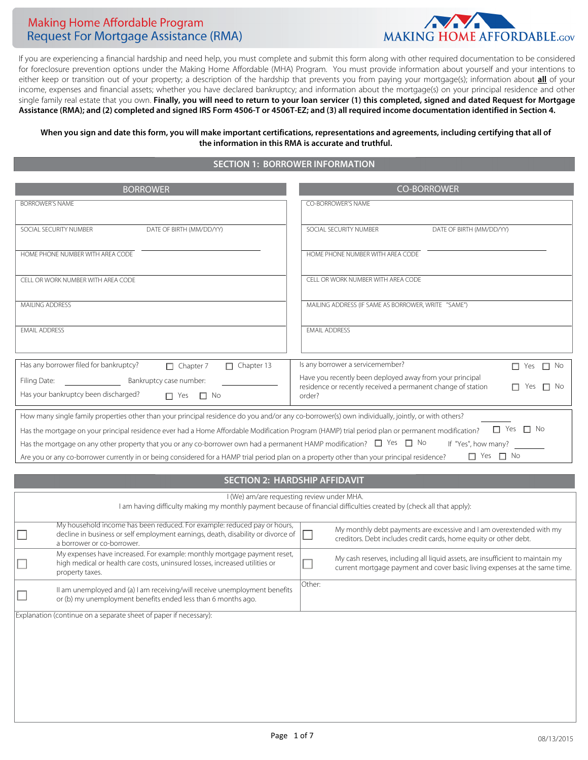# Making Home Affordable Program
## Request For Mortgage Assistance (RMA)

MAKING HOME AFFORDABLE.GOV

If you are experiencing a financial hardship and need help, you must complete and submit this form along with other required documentation to be considered for foreclosure prevention options under the Making Home Affordable (MHA) Program. You must provide information about yourself and your intentions to either keep or transition out of your property; a description of the hardship that prevents you from paying your mortgage(s); information about **all** of your income, expenses and financial assets; whether you have declared bankruptcy; and information about the mortgage(s) on your principal residence and other single family real estate that you own. **Finally, you will need to return to your loan servicer (1) this completed, signed and dated Request for Mortgage Assistance (RMA); and (2) completed and signed IRS Form 4506-T or 4506T-EZ; and (3) all required income documentation identified in Section 4.**

**When you sign and date this form, you will make important certifications, representations and agreements, including certifying that all of the information in this RMA is accurate and truthful.**

## SECTION 1: BORROWER INFORMATION

| BORROWER | | CO-BORROWER | |
|---|---|---|---|
| BORROWER'S NAME | | CO-BORROWER'S NAME | |
| SOCIAL SECURITY NUMBER | DATE OF BIRTH (MM/DD/YY) | SOCIAL SECURITY NUMBER | DATE OF BIRTH (MM/DD/YY) |
| HOME PHONE NUMBER WITH AREA CODE | | HOME PHONE NUMBER WITH AREA CODE | |
| CELL OR WORK NUMBER WITH AREA CODE | | CELL OR WORK NUMBER WITH AREA CODE | |
| MAILING ADDRESS | | MAILING ADDRESS (IF SAME AS BORROWER, WRITE "SAME") | |
| EMAIL ADDRESS | | EMAIL ADDRESS | |

Has any borrower filed for bankruptcy? ☐ Chapter 7 ☐ Chapter 13

Filing Date: ____________ Bankruptcy case number: ____________

Has your bankruptcy been discharged? ☐ Yes ☐ No

Is any borrower a servicemember? ☐ Yes ☐ No

Have you recently been deployed away from your principal residence or recently received a permanent change of station order? ☐ Yes ☐ No

How many single family properties other than your principal residence do you and/or any co-borrower(s) own individually, jointly, or with others? ________

Has the mortgage on your principal residence ever had a Home Affordable Modification Program (HAMP) trial period plan or permanent modification? ☐ Yes ☐ No

Has the mortgage on any other property that you or any co-borrower own had a permanent HAMP modification? ☐ Yes ☐ No If "Yes", how many? ________

Are you or any co-borrower currently in or being considered for a HAMP trial period plan on a property other than your principal residence? ☐ Yes ☐ No

## SECTION 2: HARDSHIP AFFIDAVIT

I (We) am/are requesting review under MHA.
I am having difficulty making my monthly payment because of financial difficulties created by (check all that apply):

| | | | |
|---|---|---|---|
| ☐ | My household income has been reduced. For example: reduced pay or hours, decline in business or self employment earnings, death, disability or divorce of a borrower or co-borrower. | ☐ | My monthly debt payments are excessive and I am overextended with my creditors. Debt includes credit cards, home equity or other debt. |
| ☐ | My expenses have increased. For example: monthly mortgage payment reset, high medical or health care costs, uninsured losses, increased utilities or property taxes. | ☐ | My cash reserves, including all liquid assets, are insufficient to maintain my current mortgage payment and cover basic living expenses at the same time. |
| ☐ | lI am unemployed and (a) I am receiving/will receive unemployment benefits or (b) my unemployment benefits ended less than 6 months ago. | | Other: |

Explanation (continue on a separate sheet of paper if necessary):

08/13/2015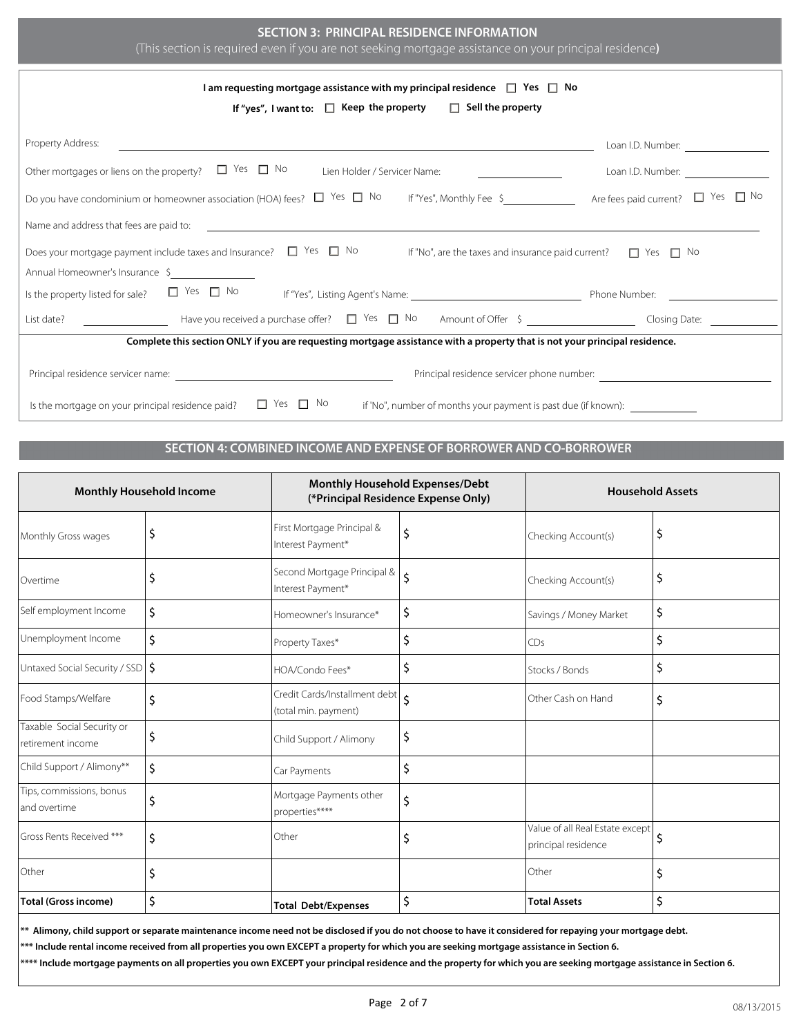## SECTION 3: PRINCIPAL RESIDENCE INFORMATION

(This section is required even if you are not seeking mortgage assistance on your principal residence)

**I am requesting mortgage assistance with my principal residence** ☐ **Yes** ☐ **No**

**If "yes", I want to:** ☐ **Keep the property** ☐ **Sell the property**

Property Address: ______________________________ Loan I.D. Number: __________

Other mortgages or liens on the property? ☐ Yes ☐ No Lien Holder / Servicer Name: __________ Loan I.D. Number: __________

Do you have condominium or homeowner association (HOA) fees? ☐ Yes ☐ No If "Yes", Monthly Fee $__________ Are fees paid current? ☐ Yes ☐ No

Name and address that fees are paid to: ______________________________

Does your mortgage payment include taxes and Insurance? ☐ Yes ☐ No If "No", are the taxes and insurance paid current? ☐ Yes ☐ No

Annual Homeowner's Insurance $__________

Is the property listed for sale? ☐ Yes ☐ No If "Yes", Listing Agent's Name: __________ Phone Number: __________

List date? __________ Have you received a purchase offer? ☐ Yes ☐ No Amount of Offer $__________ Closing Date: __________

**Complete this section ONLY if you are requesting mortgage assistance with a property that is not your principal residence.**

Principal residence servicer name: __________ Principal residence servicer phone number: __________

Is the mortgage on your principal residence paid? ☐ Yes ☐ No if 'No", number of months your payment is past due (if known): __________

## SECTION 4: COMBINED INCOME AND EXPENSE OF BORROWER AND CO-BORROWER

| Monthly Household Income | | Monthly Household Expenses/Debt (*Principal Residence Expense Only) | | Household Assets | |
|---|---|---|---|---|---|
| Monthly Gross wages | $ | First Mortgage Principal & Interest Payment* | $ | Checking Account(s) | $ |
| Overtime | $ | Second Mortgage Principal & Interest Payment* | $ | Checking Account(s) | $ |
| Self employment Income | $ | Homeowner's Insurance* | $ | Savings / Money Market | $ |
| Unemployment Income | $ | Property Taxes* | $ | CDs | $ |
| Untaxed Social Security / SSD | $ | HOA/Condo Fees* | $ | Stocks / Bonds | $ |
| Food Stamps/Welfare | $ | Credit Cards/Installment debt (total min. payment) | $ | Other Cash on Hand | $ |
| Taxable Social Security or retirement income | $ | Child Support / Alimony | $ | | |
| Child Support / Alimony** | $ | Car Payments | $ | | |
| Tips, commissions, bonus and overtime | $ | Mortgage Payments other properties**** | $ | | |
| Gross Rents Received *** | $ | Other | $ | Value of all Real Estate except principal residence | $ |
| Other | $ | | | Other | $ |
| **Total (Gross income)** | $ | **Total Debt/Expenses** | $ | **Total Assets** | $ |

**** Alimony, child support or separate maintenance income need not be disclosed if you do not choose to have it considered for repaying your mortgage debt.**

***** Include rental income received from all properties you own EXCEPT a property for which you are seeking mortgage assistance in Section 6.**

****** Include mortgage payments on all properties you own EXCEPT your principal residence and the property for which you are seeking mortgage assistance in Section 6.**

08/13/2015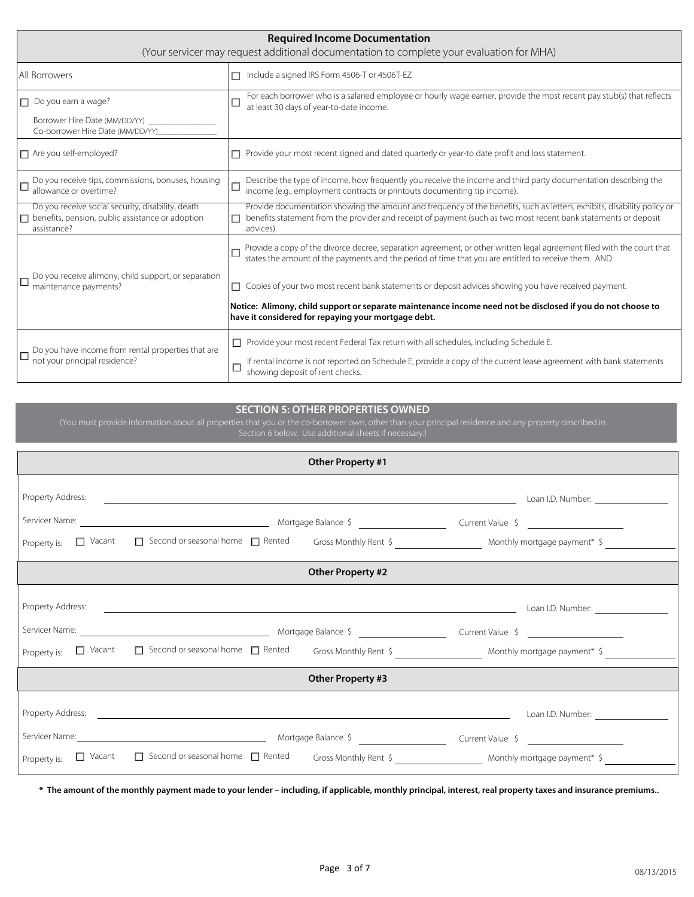| **Required Income Documentation**<br>(Your servicer may request additional documentation to complete your evaluation for MHA) | |
|---|---|
| All Borrowers | ☐ Include a signed IRS Form 4506-T or 4506T-EZ |
| ☐ Do you earn a wage?<br>Borrower Hire Date (MM/DD/YY) ________<br>Co-borrower Hire Date (MM/DD/YY)________ | ☐ For each borrower who is a salaried employee or hourly wage earner, provide the most recent pay stub(s) that reflects at least 30 days of year-to-date income. |
| ☐ Are you self-employed? | ☐ Provide your most recent signed and dated quarterly or year-to date profit and loss statement. |
| ☐ Do you receive tips, commissions, bonuses, housing allowance or overtime? | ☐ Describe the type of income, how frequently you receive the income and third party documentation describing the income (e.g., employment contracts or printouts documenting tip income). |
| ☐ Do you receive social security, disability, death benefits, pension, public assistance or adoption assistance? | ☐ Provide documentation showing the amount and frequency of the benefits, such as letters, exhibits, disability policy or benefits statement from the provider and receipt of payment (such as two most recent bank statements or deposit advices). |
| ☐ Do you receive alimony, child support, or separation maintenance payments? | ☐ Provide a copy of the divorce decree, separation agreement, or other written legal agreement filed with the court that states the amount of the payments and the period of time that you are entitled to receive them. AND<br>☐ Copies of your two most recent bank statements or deposit advices showing you have received payment.<br>**Notice: Alimony, child support or separate maintenance income need not be disclosed if you do not choose to have it considered for repaying your mortgage debt.** |
| ☐ Do you have income from rental properties that are not your principal residence? | ☐ Provide your most recent Federal Tax return with all schedules, including Schedule E.<br>☐ If rental income is not reported on Schedule E, provide a copy of the current lease agreement with bank statements showing deposit of rent checks. |

## SECTION 5: OTHER PROPERTIES OWNED

(You must provide information about all properties that you or the co-borrower own, other than your principal residence and any property described in Section 6 below. Use additional sheets if necessary.)

### Other Property #1

Property Address: ______________________________ Loan I.D. Number: ____________

Servicer Name: ____________________ Mortgage Balance $ ____________ Current Value $ ____________

Property is: ☐ Vacant ☐ Second or seasonal home ☐ Rented Gross Monthly Rent $ ____________ Monthly mortgage payment* $ ____________

### Other Property #2

Property Address: ______________________________ Loan I.D. Number: ____________

Servicer Name: ____________________ Mortgage Balance $ ____________ Current Value $ ____________

Property is: ☐ Vacant ☐ Second or seasonal home ☐ Rented Gross Monthly Rent $ ____________ Monthly mortgage payment* $ ____________

### Other Property #3

Property Address: ______________________________ Loan I.D. Number: ____________

Servicer Name: ____________________ Mortgage Balance $ ____________ Current Value $ ____________

Property is: ☐ Vacant ☐ Second or seasonal home ☐ Rented Gross Monthly Rent $ ____________ Monthly mortgage payment* $ ____________

**\* The amount of the monthly payment made to your lender – including, if applicable, monthly principal, interest, real property taxes and insurance premiums..**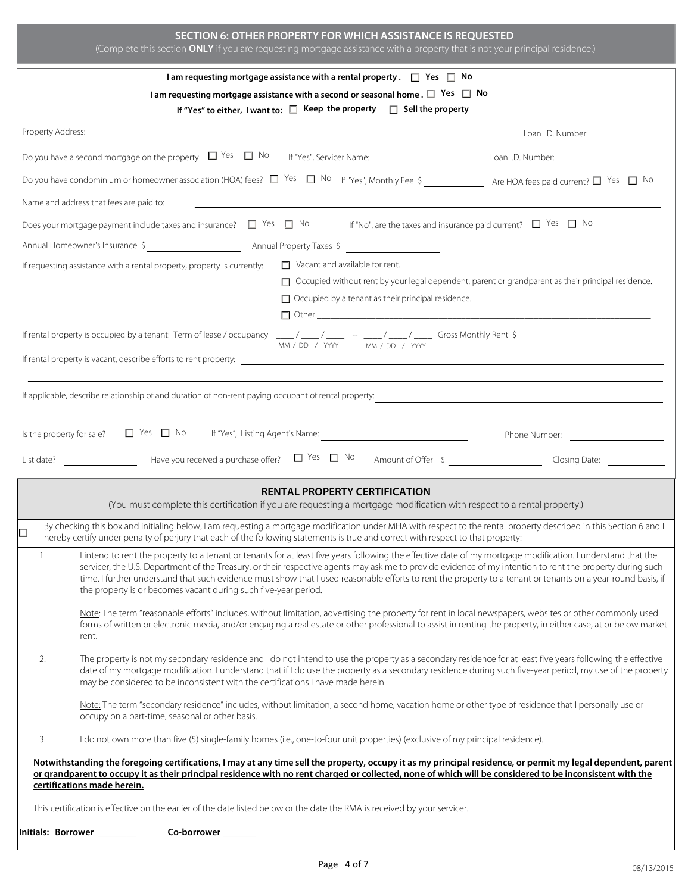## SECTION 6: OTHER PROPERTY FOR WHICH ASSISTANCE IS REQUESTED

(Complete this section **ONLY** if you are requesting mortgage assistance with a property that is not your principal residence.)

**I am requesting mortgage assistance with a rental property .** ☐ **Yes** ☐ **No**

**I am requesting mortgage assistance with a second or seasonal home .** ☐ **Yes** ☐ **No**

**If "Yes" to either, I want to:** ☐ **Keep the property** ☐ **Sell the property**

Property Address: ______________________________ Loan I.D. Number: ____________

Do you have a second mortgage on the property ☐ Yes ☐ No If "Yes", Servicer Name: ____________ Loan I.D. Number: ____________

Do you have condominium or homeowner association (HOA) fees? ☐ Yes ☐ No If "Yes", Monthly Fee $ ____________ Are HOA fees paid current? ☐ Yes ☐ No

Name and address that fees are paid to: ______________________________

Does your mortgage payment include taxes and insurance? ☐ Yes ☐ No If "No", are the taxes and insurance paid current? ☐ Yes ☐ No

Annual Homeowner's Insurance $ ____________ Annual Property Taxes $ ____________

If requesting assistance with a rental property, property is currently:

☐ Vacant and available for rent.

☐ Occupied without rent by your legal dependent, parent or grandparent as their principal residence.

☐ Occupied by a tenant as their principal residence.

☐ Other ______________________________

If rental property is occupied by a tenant: Term of lease / occupancy ____/____/____ -- ____/____/____ (MM / DD / YYYY -- MM / DD / YYYY) Gross Monthly Rent $ ____________

If rental property is vacant, describe efforts to rent property: ______________________________

If applicable, describe relationship of and duration of non-rent paying occupant of rental property: ______________________________

Is the property for sale? ☐ Yes ☐ No If "Yes", Listing Agent's Name: ____________ Phone Number: ____________

List date? ____________ Have you received a purchase offer? ☐ Yes ☐ No Amount of Offer $ ____________ Closing Date: ____________

## RENTAL PROPERTY CERTIFICATION

(You must complete this certification if you are requesting a mortgage modification with respect to a rental property.)

☐ By checking this box and initialing below, I am requesting a mortgage modification under MHA with respect to the rental property described in this Section 6 and I hereby certify under penalty of perjury that each of the following statements is true and correct with respect to that property:

1. I intend to rent the property to a tenant or tenants for at least five years following the effective date of my mortgage modification. I understand that the servicer, the U.S. Department of the Treasury, or their respective agents may ask me to provide evidence of my intention to rent the property during such time. I further understand that such evidence must show that I used reasonable efforts to rent the property to a tenant or tenants on a year-round basis, if the property is or becomes vacant during such five-year period.

   Note: The term "reasonable efforts" includes, without limitation, advertising the property for rent in local newspapers, websites or other commonly used forms of written or electronic media, and/or engaging a real estate or other professional to assist in renting the property, in either case, at or below market rent.

2. The property is not my secondary residence and I do not intend to use the property as a secondary residence for at least five years following the effective date of my mortgage modification. I understand that if I do use the property as a secondary residence during such five-year period, my use of the property may be considered to be inconsistent with the certifications I have made herein.

   Note: The term "secondary residence" includes, without limitation, a second home, vacation home or other type of residence that I personally use or occupy on a part-time, seasonal or other basis.

3. I do not own more than five (5) single-family homes (i.e., one-to-four unit properties) (exclusive of my principal residence).

**Notwithstanding the foregoing certifications, I may at any time sell the property, occupy it as my principal residence, or permit my legal dependent, parent or grandparent to occupy it as their principal residence with no rent charged or collected, none of which will be considered to be inconsistent with the certifications made herein.**

This certification is effective on the earlier of the date listed below or the date the RMA is received by your servicer.

**Initials: Borrower** ________ **Co-borrower** ________

08/13/2015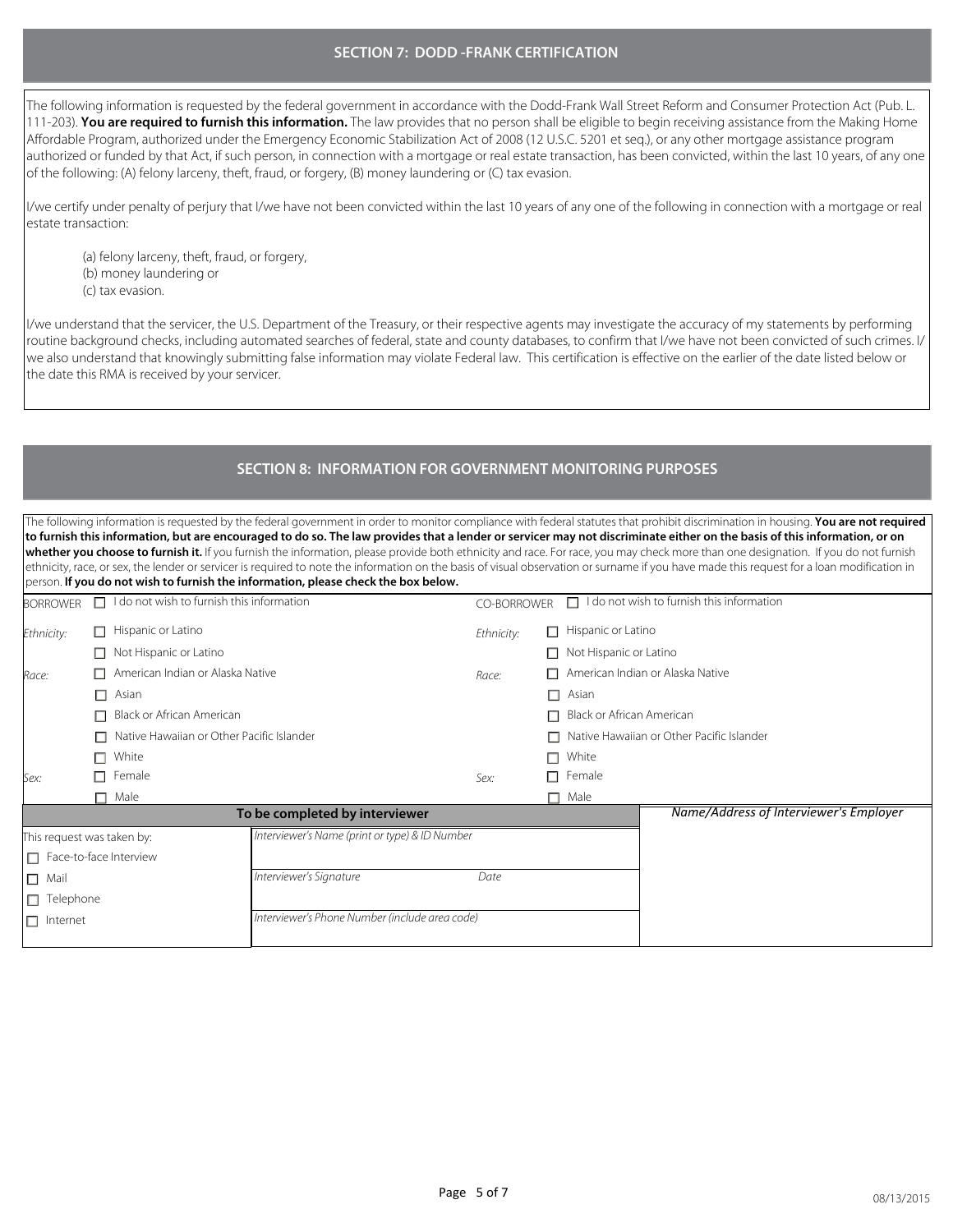## SECTION 7: DODD -FRANK CERTIFICATION

The following information is requested by the federal government in accordance with the Dodd-Frank Wall Street Reform and Consumer Protection Act (Pub. L. 111-203). **You are required to furnish this information.** The law provides that no person shall be eligible to begin receiving assistance from the Making Home Affordable Program, authorized under the Emergency Economic Stabilization Act of 2008 (12 U.S.C. 5201 et seq.), or any other mortgage assistance program authorized or funded by that Act, if such person, in connection with a mortgage or real estate transaction, has been convicted, within the last 10 years, of any one of the following: (A) felony larceny, theft, fraud, or forgery, (B) money laundering or (C) tax evasion.

I/we certify under penalty of perjury that I/we have not been convicted within the last 10 years of any one of the following in connection with a mortgage or real estate transaction:

(a) felony larceny, theft, fraud, or forgery,
(b) money laundering or
(c) tax evasion.

I/we understand that the servicer, the U.S. Department of the Treasury, or their respective agents may investigate the accuracy of my statements by performing routine background checks, including automated searches of federal, state and county databases, to confirm that I/we have not been convicted of such crimes. I/we also understand that knowingly submitting false information may violate Federal law. This certification is effective on the earlier of the date listed below or the date this RMA is received by your servicer.

## SECTION 8: INFORMATION FOR GOVERNMENT MONITORING PURPOSES

The following information is requested by the federal government in order to monitor compliance with federal statutes that prohibit discrimination in housing. **You are not required to furnish this information, but are encouraged to do so. The law provides that a lender or servicer may not discriminate either on the basis of this information, or on whether you choose to furnish it.** If you furnish the information, please provide both ethnicity and race. For race, you may check more than one designation. If you do not furnish ethnicity, race, or sex, the lender or servicer is required to note the information on the basis of visual observation or surname if you have made this request for a loan modification in person. **If you do not wish to furnish the information, please check the box below.**

| | BORROWER | | CO-BORROWER |
|---|---|---|---|
| | ☐ I do not wish to furnish this information | | ☐ I do not wish to furnish this information |
| *Ethnicity:* | ☐ Hispanic or Latino | *Ethnicity:* | ☐ Hispanic or Latino |
| | ☐ Not Hispanic or Latino | | ☐ Not Hispanic or Latino |
| *Race:* | ☐ American Indian or Alaska Native | *Race:* | ☐ American Indian or Alaska Native |
| | ☐ Asian | | ☐ Asian |
| | ☐ Black or African American | | ☐ Black or African American |
| | ☐ Native Hawaiian or Other Pacific Islander | | ☐ Native Hawaiian or Other Pacific Islander |
| | ☐ White | | ☐ White |
| *Sex:* | ☐ Female | *Sex:* | ☐ Female |
| | ☐ Male | | ☐ Male |

| To be completed by interviewer | | *Name/Address of Interviewer's Employer* |
|---|---|---|
| This request was taken by: | *Interviewer's Name (print or type) & ID Number* | |
| ☐ Face-to-face Interview | | |
| ☐ Mail | *Interviewer's Signature* *Date* | |
| ☐ Telephone | | |
| ☐ Internet | *Interviewer's Phone Number (include area code)* | |

08/13/2015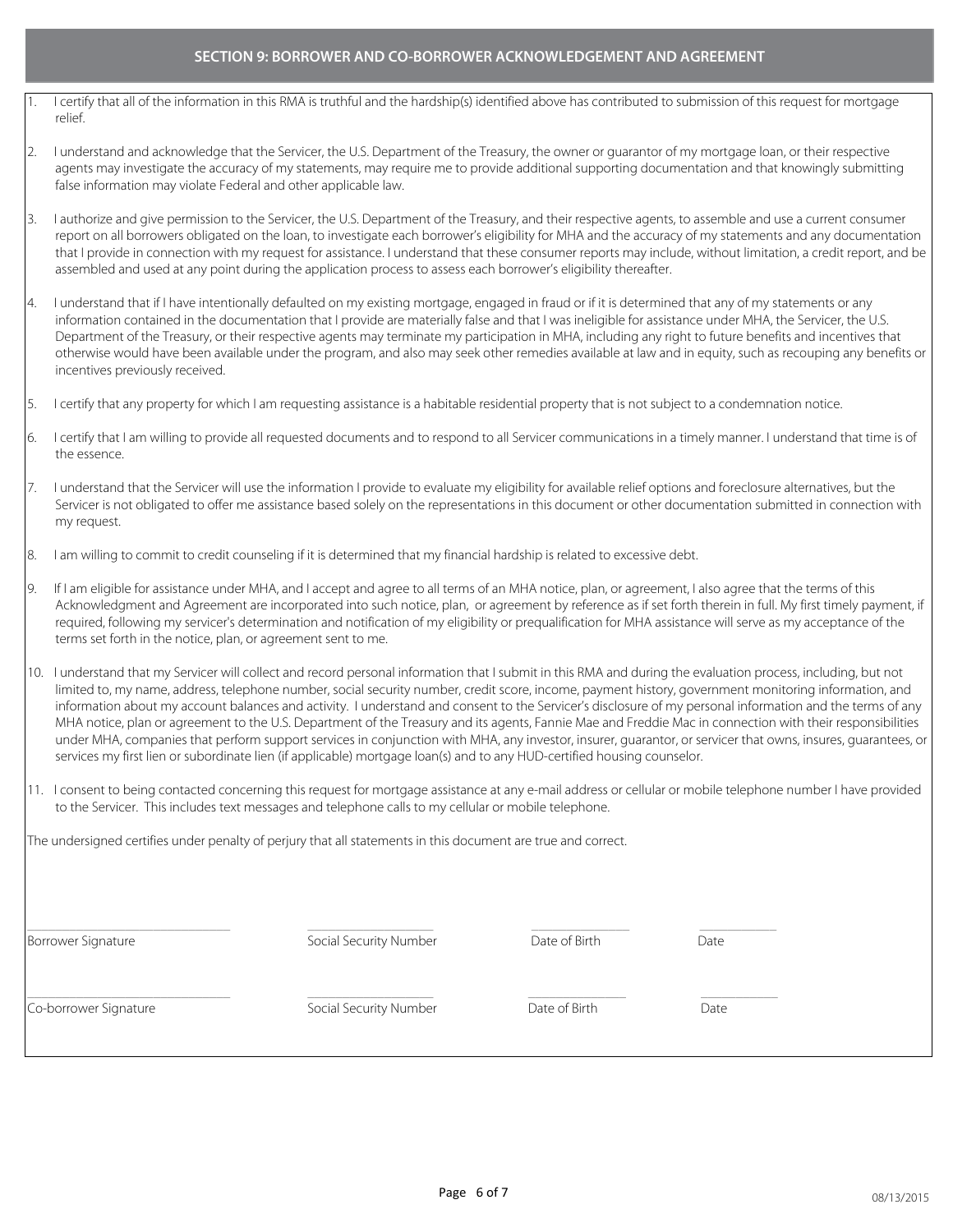## SECTION 9: BORROWER AND CO-BORROWER ACKNOWLEDGEMENT AND AGREEMENT

1. I certify that all of the information in this RMA is truthful and the hardship(s) identified above has contributed to submission of this request for mortgage relief.

2. I understand and acknowledge that the Servicer, the U.S. Department of the Treasury, the owner or guarantor of my mortgage loan, or their respective agents may investigate the accuracy of my statements, may require me to provide additional supporting documentation and that knowingly submitting false information may violate Federal and other applicable law.

3. I authorize and give permission to the Servicer, the U.S. Department of the Treasury, and their respective agents, to assemble and use a current consumer report on all borrowers obligated on the loan, to investigate each borrower's eligibility for MHA and the accuracy of my statements and any documentation that I provide in connection with my request for assistance. I understand that these consumer reports may include, without limitation, a credit report, and be assembled and used at any point during the application process to assess each borrower's eligibility thereafter.

4. I understand that if I have intentionally defaulted on my existing mortgage, engaged in fraud or if it is determined that any of my statements or any information contained in the documentation that I provide are materially false and that I was ineligible for assistance under MHA, the Servicer, the U.S. Department of the Treasury, or their respective agents may terminate my participation in MHA, including any right to future benefits and incentives that otherwise would have been available under the program, and also may seek other remedies available at law and in equity, such as recouping any benefits or incentives previously received.

5. I certify that any property for which I am requesting assistance is a habitable residential property that is not subject to a condemnation notice.

6. I certify that I am willing to provide all requested documents and to respond to all Servicer communications in a timely manner. I understand that time is of the essence.

7. I understand that the Servicer will use the information I provide to evaluate my eligibility for available relief options and foreclosure alternatives, but the Servicer is not obligated to offer me assistance based solely on the representations in this document or other documentation submitted in connection with my request.

8. I am willing to commit to credit counseling if it is determined that my financial hardship is related to excessive debt.

9. If I am eligible for assistance under MHA, and I accept and agree to all terms of an MHA notice, plan, or agreement, I also agree that the terms of this Acknowledgment and Agreement are incorporated into such notice, plan, or agreement by reference as if set forth therein in full. My first timely payment, if required, following my servicer's determination and notification of my eligibility or prequalification for MHA assistance will serve as my acceptance of the terms set forth in the notice, plan, or agreement sent to me.

10. I understand that my Servicer will collect and record personal information that I submit in this RMA and during the evaluation process, including, but not limited to, my name, address, telephone number, social security number, credit score, income, payment history, government monitoring information, and information about my account balances and activity. I understand and consent to the Servicer's disclosure of my personal information and the terms of any MHA notice, plan or agreement to the U.S. Department of the Treasury and its agents, Fannie Mae and Freddie Mac in connection with their responsibilities under MHA, companies that perform support services in conjunction with MHA, any investor, insurer, guarantor, or servicer that owns, insures, guarantees, or services my first lien or subordinate lien (if applicable) mortgage loan(s) and to any HUD-certified housing counselor.

11. I consent to being contacted concerning this request for mortgage assistance at any e-mail address or cellular or mobile telephone number I have provided to the Servicer. This includes text messages and telephone calls to my cellular or mobile telephone.

The undersigned certifies under penalty of perjury that all statements in this document are true and correct.

| ______________________ | ______________________ | ______________________ | ______________________ |
|---|---|---|---|
| Borrower Signature | Social Security Number | Date of Birth | Date |
| ______________________ | ______________________ | ______________________ | ______________________ |
| Co-borrower Signature | Social Security Number | Date of Birth | Date |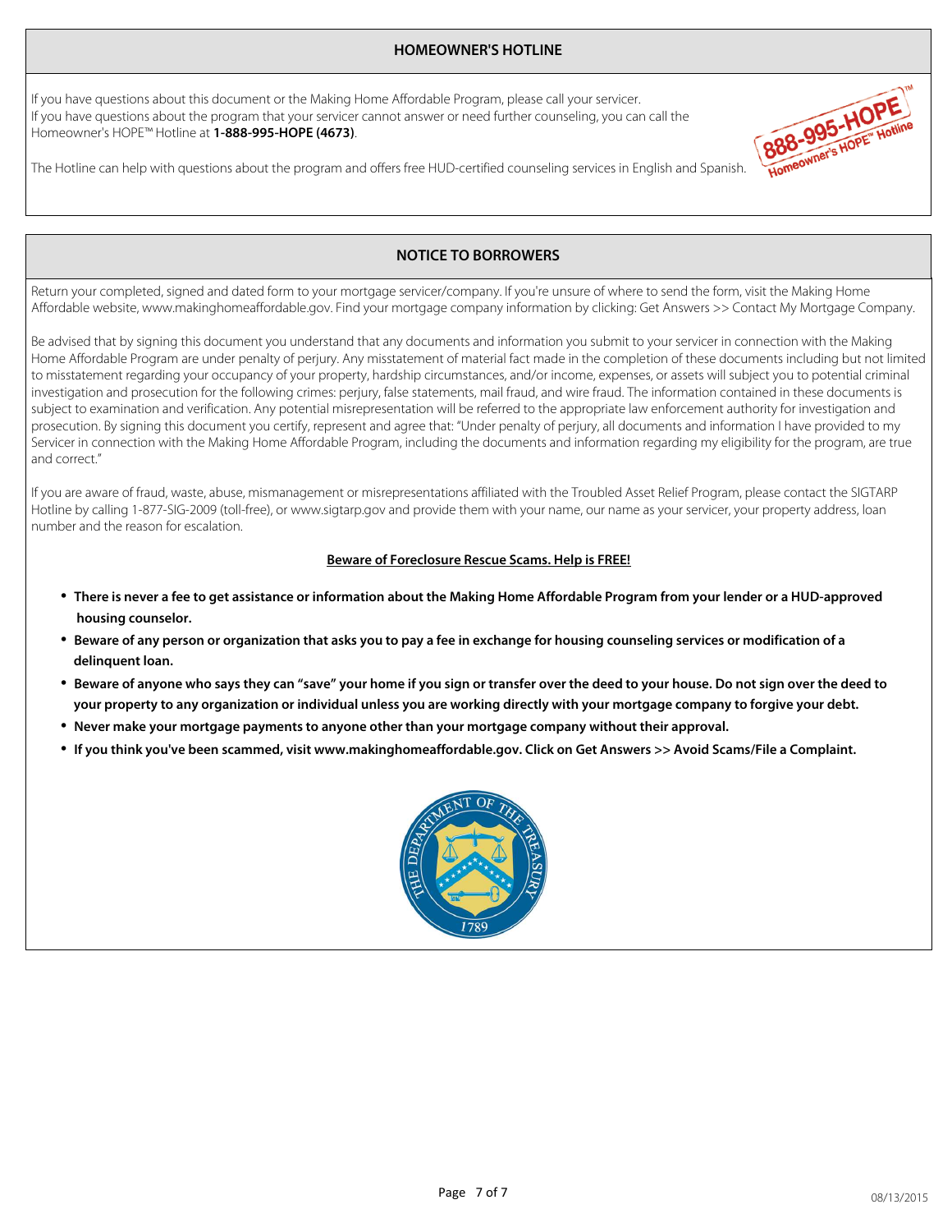## HOMEOWNER'S HOTLINE

If you have questions about this document or the Making Home Affordable Program, please call your servicer.
If you have questions about the program that your servicer cannot answer or need further counseling, you can call the Homeowner's HOPE™ Hotline at **1-888-995-HOPE (4673)**.

The Hotline can help with questions about the program and offers free HUD-certified counseling services in English and Spanish.

## NOTICE TO BORROWERS

Return your completed, signed and dated form to your mortgage servicer/company. If you're unsure of where to send the form, visit the Making Home Affordable website, www.makinghomeaffordable.gov. Find your mortgage company information by clicking: Get Answers >> Contact My Mortgage Company.

Be advised that by signing this document you understand that any documents and information you submit to your servicer in connection with the Making Home Affordable Program are under penalty of perjury. Any misstatement of material fact made in the completion of these documents including but not limited to misstatement regarding your occupancy of your property, hardship circumstances, and/or income, expenses, or assets will subject you to potential criminal investigation and prosecution for the following crimes: perjury, false statements, mail fraud, and wire fraud. The information contained in these documents is subject to examination and verification. Any potential misrepresentation will be referred to the appropriate law enforcement authority for investigation and prosecution. By signing this document you certify, represent and agree that: "Under penalty of perjury, all documents and information I have provided to my Servicer in connection with the Making Home Affordable Program, including the documents and information regarding my eligibility for the program, are true and correct."

If you are aware of fraud, waste, abuse, mismanagement or misrepresentations affiliated with the Troubled Asset Relief Program, please contact the SIGTARP Hotline by calling 1-877-SIG-2009 (toll-free), or www.sigtarp.gov and provide them with your name, our name as your servicer, your property address, loan number and the reason for escalation.

**Beware of Foreclosure Rescue Scams. Help is FREE!**

- **There is never a fee to get assistance or information about the Making Home Affordable Program from your lender or a HUD-approved housing counselor.**
- **Beware of any person or organization that asks you to pay a fee in exchange for housing counseling services or modification of a delinquent loan.**
- **Beware of anyone who says they can "save" your home if you sign or transfer over the deed to your house. Do not sign over the deed to your property to any organization or individual unless you are working directly with your mortgage company to forgive your debt.**
- **Never make your mortgage payments to anyone other than your mortgage company without their approval.**
- **If you think you've been scammed, visit www.makinghomeaffordable.gov. Click on Get Answers >> Avoid Scams/File a Complaint.**

08/13/2015